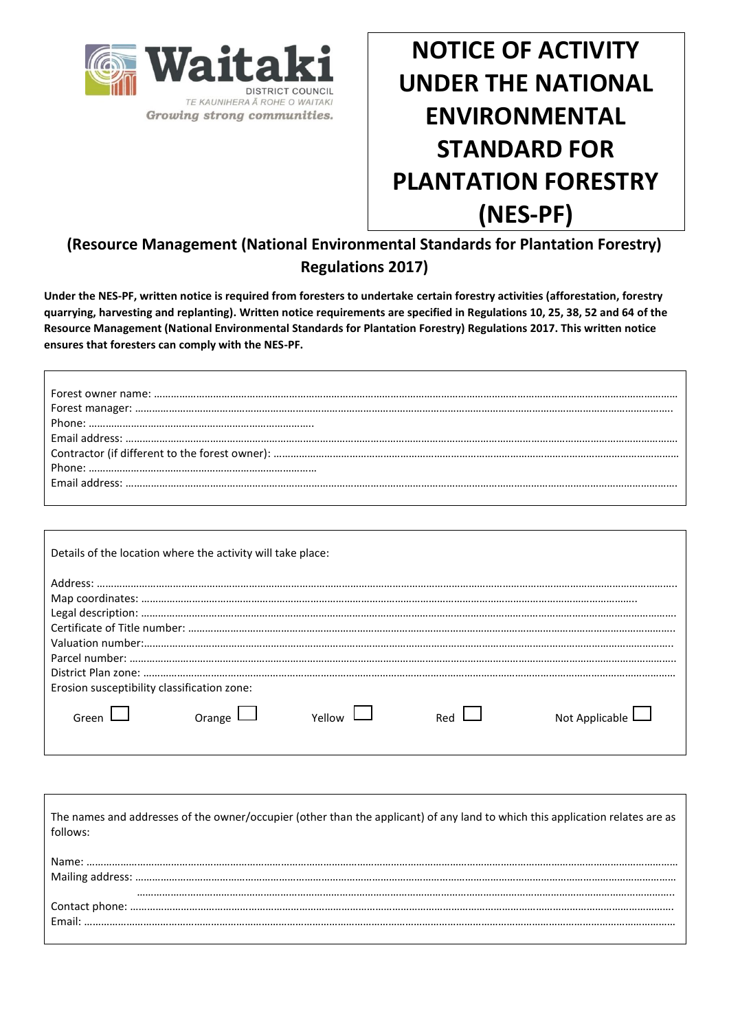Waitaki

DISTRICT COUNCIL

TE KAUNIHERA Ā ROHE O WAITAKI

*Growing strong communities.*

# NOTICE OF ACTIVITY UNDER THE NATIONAL ENVIRONMENTAL STANDARD FOR PLANTATION FORESTRY (NES-PF)

## (Resource Management (National Environmental Standards for Plantation Forestry) Regulations 2017)

**Under the NES-PF, written notice is required from foresters to undertake certain forestry activities (afforestation, forestry quarrying, harvesting and replanting). Written notice requirements are specified in Regulations 10, 25, 38, 52 and 64 of the Resource Management (National Environmental Standards for Plantation Forestry) Regulations 2017. This written notice ensures that foresters can comply with the NES-PF.**

Forest owner name: ……………………………………………………………………………………………………………

Forest manager: ……………………………………………………………………………………………………………

Phone: ……………………………………………………………………

Email address: ……………………………………………………………………………………………………………

Contractor (if different to the forest owner): ……………………………………………………………………………

Phone: ……………………………………………………………………

Email address: ……………………………………………………………………………………………………………

---

Details of the location where the activity will take place:

Address: ……………………………………………………………………………………………………………

Map coordinates: ……………………………………………………………………………………………………

Legal description: ……………………………………………………………………………………………………

Certificate of Title number: …………………………………………………………………………………………

Valuation number:……………………………………………………………………………………………………

Parcel number: ………………………………………………………………………………………………………

District Plan zone: ……………………………………………………………………………………………………

Erosion susceptibility classification zone:

Green ☐ Orange ☐ Yellow ☐ Red ☐ Not Applicable ☐

---

The names and addresses of the owner/occupier (other than the applicant) of any land to which this application relates are as follows:

Name: ……………………………………………………………………………………………………………

Mailing address: ……………………………………………………………………………………………………

……………………………………………………………………………………………………

Contact phone: ……………………………………………………………………………………………………

Email: ……………………………………………………………………………………………………………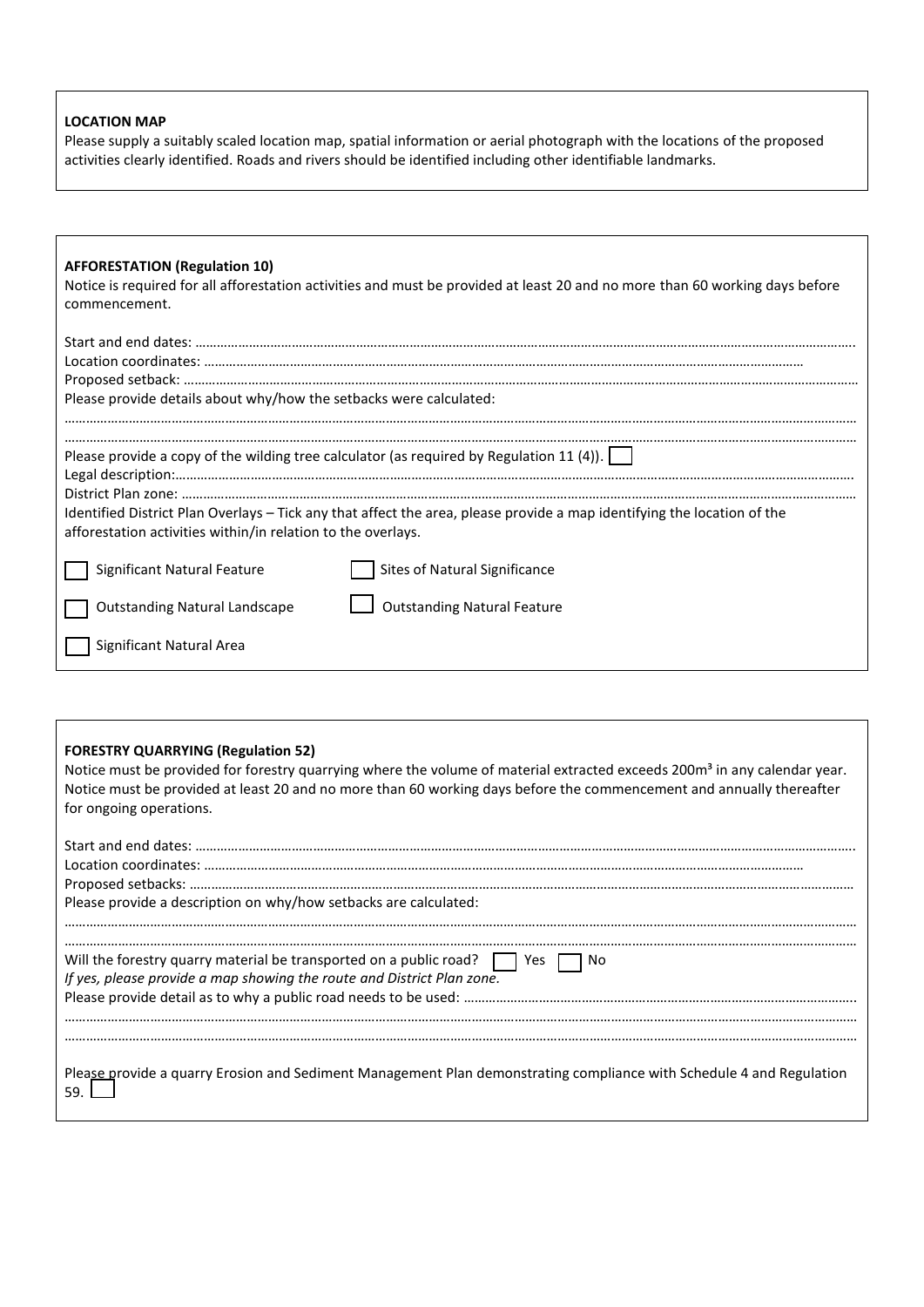**LOCATION MAP**

Please supply a suitably scaled location map, spatial information or aerial photograph with the locations of the proposed activities clearly identified. Roads and rivers should be identified including other identifiable landmarks.

**AFFORESTATION (Regulation 10)**

Notice is required for all afforestation activities and must be provided at least 20 and no more than 60 working days before commencement.

Start and end dates: ……………………………………………………………………………………………………………………………………………………………

Location coordinates: ……………………………………………………………………………………………………………………………………………

Proposed setback: …………………………………………………………………………………………………………………………………………………………

Please provide details about why/how the setbacks were calculated:

……………………………………………………………………………………………………………………………………………………………………………………

……………………………………………………………………………………………………………………………………………………………………………………

Please provide a copy of the wilding tree calculator (as required by Regulation 11 (4)). ☐

Legal description:…………………………………………………………………………………………………………………………………………………………

District Plan zone: …………………………………………………………………………………………………………………………………………………………

Identified District Plan Overlays – Tick any that affect the area, please provide a map identifying the location of the afforestation activities within/in relation to the overlays.

- ☐ Significant Natural Feature
- ☐ Sites of Natural Significance
- ☐ Outstanding Natural Landscape
- ☐ Outstanding Natural Feature
- ☐ Significant Natural Area

**FORESTRY QUARRYING (Regulation 52)**

Notice must be provided for forestry quarrying where the volume of material extracted exceeds $200m^3$ in any calendar year. Notice must be provided at least 20 and no more than 60 working days before the commencement and annually thereafter for ongoing operations.

Start and end dates: ……………………………………………………………………………………………………………………………………………………………

Location coordinates: ……………………………………………………………………………………………………………………………………………

Proposed setbacks: ………………………………………………………………………………………………………………………………………………………

Please provide a description on why/how setbacks are calculated:

……………………………………………………………………………………………………………………………………………………………………………………

……………………………………………………………………………………………………………………………………………………………………………………

Will the forestry quarry material be transported on a public road? ☐ Yes ☐ No

*If yes, please provide a map showing the route and District Plan zone.*

Please provide detail as to why a public road needs to be used: ………………………………………………………………………………………

……………………………………………………………………………………………………………………………………………………………………………………

……………………………………………………………………………………………………………………………………………………………………………………

Please provide a quarry Erosion and Sediment Management Plan demonstrating compliance with Schedule 4 and Regulation 59. ☐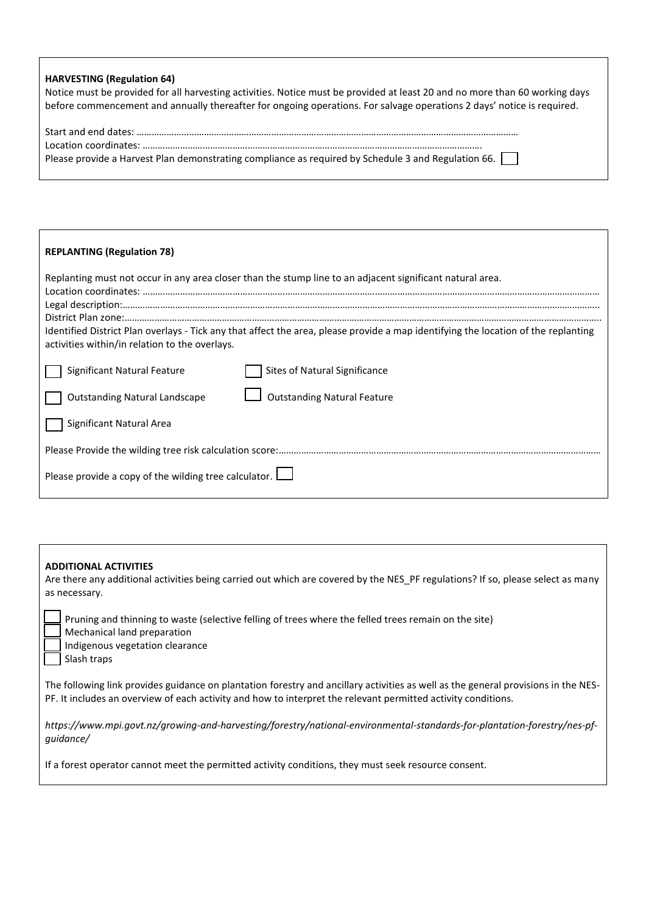**HARVESTING (Regulation 64)**

Notice must be provided for all harvesting activities. Notice must be provided at least 20 and no more than 60 working days before commencement and annually thereafter for ongoing operations. For salvage operations 2 days' notice is required.

Start and end dates: ……………………………………………………………………………………………………………………………………

Location coordinates: ……………………………………………………………………………………………………………………….

Please provide a Harvest Plan demonstrating compliance as required by Schedule 3 and Regulation 66. ☐

**REPLANTING (Regulation 78)**

Replanting must not occur in any area closer than the stump line to an adjacent significant natural area.

Location coordinates: ………………………………………………………………………………………………………………………………………………………

Legal description:………………………………………………………………………………………………………………………………………………………………..

District Plan zone:………………………………………………………………………………………………………………………………………………………………..

Identified District Plan overlays - Tick any that affect the area, please provide a map identifying the location of the replanting activities within/in relation to the overlays.

☐ Significant Natural Feature

☐ Sites of Natural Significance

☐ Outstanding Natural Landscape

☐ Outstanding Natural Feature

☐ Significant Natural Area

Please Provide the wilding tree risk calculation score:…………………………………………………………………………………………………………

Please provide a copy of the wilding tree calculator. ☐

**ADDITIONAL ACTIVITIES**

Are there any additional activities being carried out which are covered by the NES_PF regulations? If so, please select as many as necessary.

☐ Pruning and thinning to waste (selective felling of trees where the felled trees remain on the site)

☐ Mechanical land preparation

☐ Indigenous vegetation clearance

☐ Slash traps

The following link provides guidance on plantation forestry and ancillary activities as well as the general provisions in the NES-PF. It includes an overview of each activity and how to interpret the relevant permitted activity conditions.

*https://www.mpi.govt.nz/growing-and-harvesting/forestry/national-environmental-standards-for-plantation-forestry/nes-pf-guidance/*

If a forest operator cannot meet the permitted activity conditions, they must seek resource consent.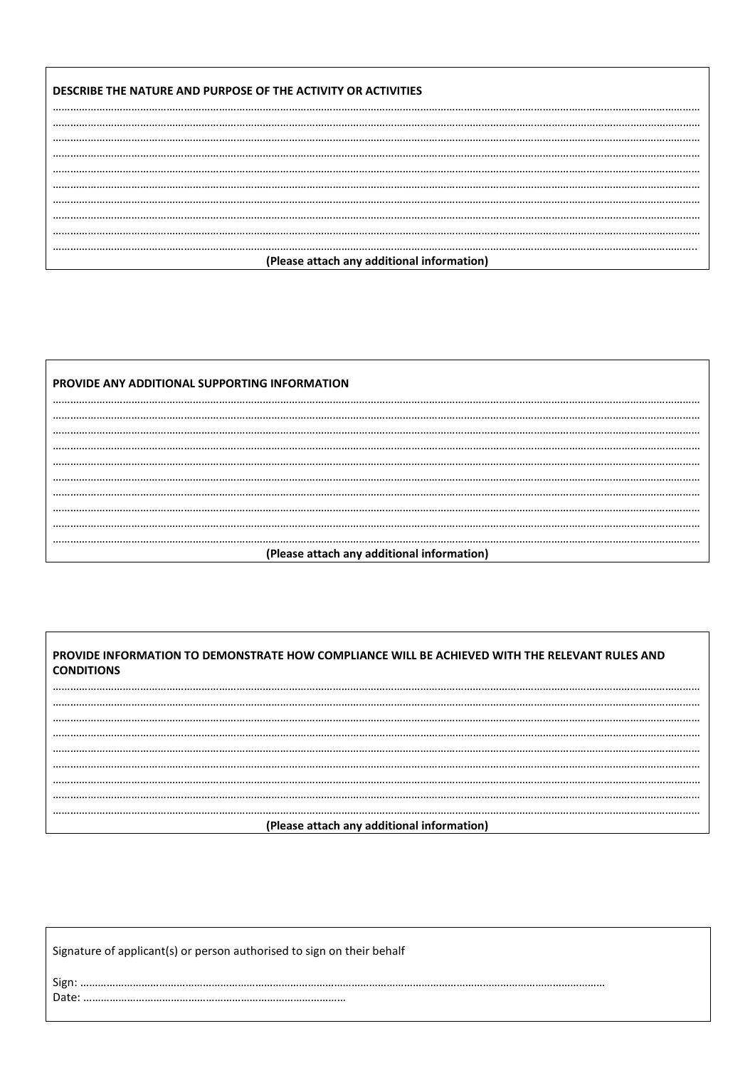**DESCRIBE THE NATURE AND PURPOSE OF THE ACTIVITY OR ACTIVITIES**

……………………………………………………………………………………………………………………………………………………………………

……………………………………………………………………………………………………………………………………………………………………

……………………………………………………………………………………………………………………………………………………………………

……………………………………………………………………………………………………………………………………………………………………

……………………………………………………………………………………………………………………………………………………………………

……………………………………………………………………………………………………………………………………………………………………

……………………………………………………………………………………………………………………………………………………………………

……………………………………………………………………………………………………………………………………………………………………

……………………………………………………………………………………………………………………………………………………………………

……………………………………………………………………………………………………………………………………………………………………

**(Please attach any additional information)**

**PROVIDE ANY ADDITIONAL SUPPORTING INFORMATION**

……………………………………………………………………………………………………………………………………………………………………

……………………………………………………………………………………………………………………………………………………………………

……………………………………………………………………………………………………………………………………………………………………

……………………………………………………………………………………………………………………………………………………………………

……………………………………………………………………………………………………………………………………………………………………

……………………………………………………………………………………………………………………………………………………………………

……………………………………………………………………………………………………………………………………………………………………

……………………………………………………………………………………………………………………………………………………………………

……………………………………………………………………………………………………………………………………………………………………

……………………………………………………………………………………………………………………………………………………………………

**(Please attach any additional information)**

**PROVIDE INFORMATION TO DEMONSTRATE HOW COMPLIANCE WILL BE ACHIEVED WITH THE RELEVANT RULES AND CONDITIONS**

……………………………………………………………………………………………………………………………………………………………………

……………………………………………………………………………………………………………………………………………………………………

……………………………………………………………………………………………………………………………………………………………………

……………………………………………………………………………………………………………………………………………………………………

……………………………………………………………………………………………………………………………………………………………………

……………………………………………………………………………………………………………………………………………………………………

……………………………………………………………………………………………………………………………………………………………………

……………………………………………………………………………………………………………………………………………………………………

……………………………………………………………………………………………………………………………………………………………………

**(Please attach any additional information)**

Signature of applicant(s) or person authorised to sign on their behalf

Sign: ……………………………………………………………………………………………………………………………………

Date: ………………………………………………………………………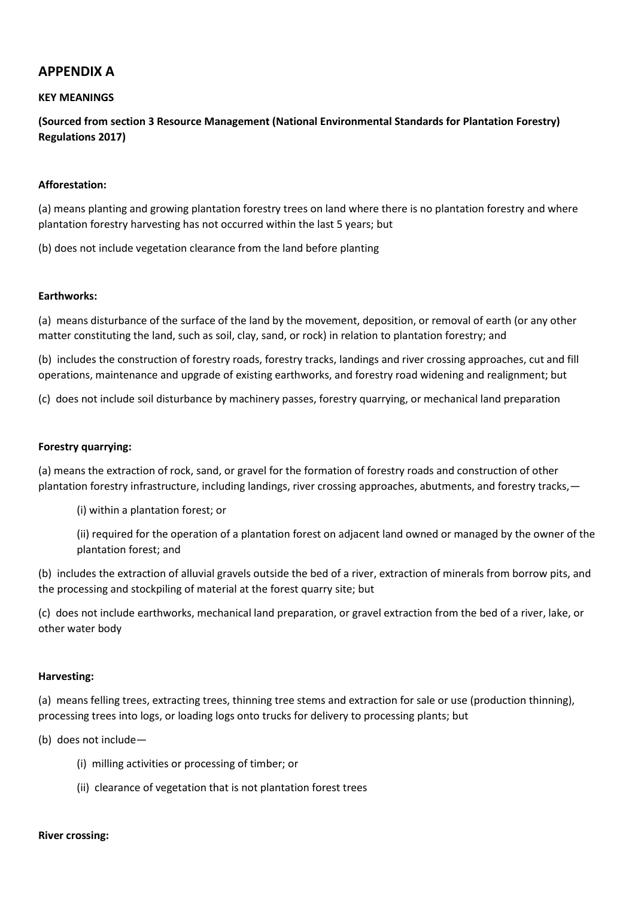## APPENDIX A

**KEY MEANINGS**

**(Sourced from section 3 Resource Management (National Environmental Standards for Plantation Forestry) Regulations 2017)**

**Afforestation:**

(a) means planting and growing plantation forestry trees on land where there is no plantation forestry and where plantation forestry harvesting has not occurred within the last 5 years; but

(b) does not include vegetation clearance from the land before planting

**Earthworks:**

(a) means disturbance of the surface of the land by the movement, deposition, or removal of earth (or any other matter constituting the land, such as soil, clay, sand, or rock) in relation to plantation forestry; and

(b) includes the construction of forestry roads, forestry tracks, landings and river crossing approaches, cut and fill operations, maintenance and upgrade of existing earthworks, and forestry road widening and realignment; but

(c) does not include soil disturbance by machinery passes, forestry quarrying, or mechanical land preparation

**Forestry quarrying:**

(a) means the extraction of rock, sand, or gravel for the formation of forestry roads and construction of other plantation forestry infrastructure, including landings, river crossing approaches, abutments, and forestry tracks,—

(i) within a plantation forest; or

(ii) required for the operation of a plantation forest on adjacent land owned or managed by the owner of the plantation forest; and

(b) includes the extraction of alluvial gravels outside the bed of a river, extraction of minerals from borrow pits, and the processing and stockpiling of material at the forest quarry site; but

(c) does not include earthworks, mechanical land preparation, or gravel extraction from the bed of a river, lake, or other water body

**Harvesting:**

(a) means felling trees, extracting trees, thinning tree stems and extraction for sale or use (production thinning), processing trees into logs, or loading logs onto trucks for delivery to processing plants; but

(b) does not include—

(i) milling activities or processing of timber; or

(ii) clearance of vegetation that is not plantation forest trees

**River crossing:**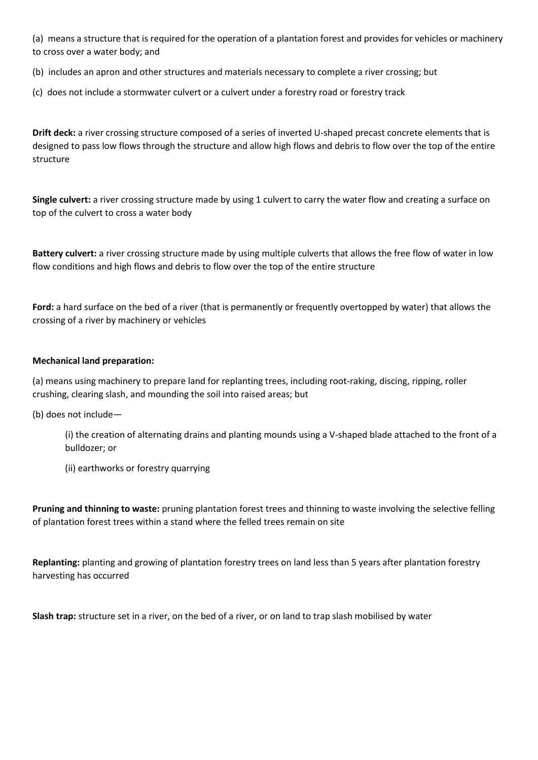(a) means a structure that is required for the operation of a plantation forest and provides for vehicles or machinery to cross over a water body; and

(b) includes an apron and other structures and materials necessary to complete a river crossing; but

(c) does not include a stormwater culvert or a culvert under a forestry road or forestry track

**Drift deck:** a river crossing structure composed of a series of inverted U-shaped precast concrete elements that is designed to pass low flows through the structure and allow high flows and debris to flow over the top of the entire structure

**Single culvert:** a river crossing structure made by using 1 culvert to carry the water flow and creating a surface on top of the culvert to cross a water body

**Battery culvert:** a river crossing structure made by using multiple culverts that allows the free flow of water in low flow conditions and high flows and debris to flow over the top of the entire structure

**Ford:** a hard surface on the bed of a river (that is permanently or frequently overtopped by water) that allows the crossing of a river by machinery or vehicles

**Mechanical land preparation:**

(a) means using machinery to prepare land for replanting trees, including root-raking, discing, ripping, roller crushing, clearing slash, and mounding the soil into raised areas; but

(b) does not include—

> (i) the creation of alternating drains and planting mounds using a V-shaped blade attached to the front of a bulldozer; or
>
> (ii) earthworks or forestry quarrying

**Pruning and thinning to waste:** pruning plantation forest trees and thinning to waste involving the selective felling of plantation forest trees within a stand where the felled trees remain on site

**Replanting:** planting and growing of plantation forestry trees on land less than 5 years after plantation forestry harvesting has occurred

**Slash trap:** structure set in a river, on the bed of a river, or on land to trap slash mobilised by water